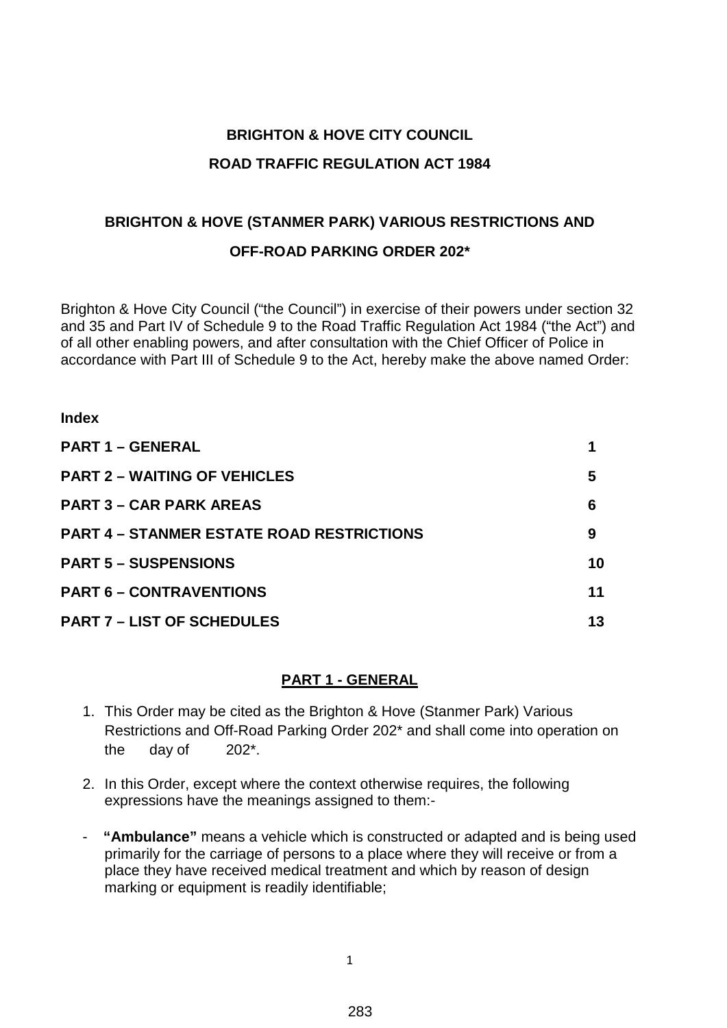**BRIGHTON & HOVE CITY COUNCIL**

**ROAD TRAFFIC REGULATION ACT 1984**

**BRIGHTON & HOVE (STANMER PARK) VARIOUS RESTRICTIONS AND**

**OFF-ROAD PARKING ORDER 202***

Brighton & Hove City Council ("the Council") in exercise of their powers under section 32 and 35 and Part IV of Schedule 9 to the Road Traffic Regulation Act 1984 ("the Act") and of all other enabling powers, and after consultation with the Chief Officer of Police in accordance with Part III of Schedule 9 to the Act, hereby make the above named Order:

**Index**

| | |
|---|---|
| **PART 1 – GENERAL** | **1** |
| **PART 2 – WAITING OF VEHICLES** | **5** |
| **PART 3 – CAR PARK AREAS** | **6** |
| **PART 4 – STANMER ESTATE ROAD RESTRICTIONS** | **9** |
| **PART 5 – SUSPENSIONS** | **10** |
| **PART 6 – CONTRAVENTIONS** | **11** |
| **PART 7 – LIST OF SCHEDULES** | **13** |

## PART 1 - GENERAL

1. This Order may be cited as the Brighton & Hove (Stanmer Park) Various Restrictions and Off-Road Parking Order 202* and shall come into operation on the day of 202*.

2. In this Order, except where the context otherwise requires, the following expressions have the meanings assigned to them:-

- **"Ambulance"** means a vehicle which is constructed or adapted and is being used primarily for the carriage of persons to a place where they will receive or from a place they have received medical treatment and which by reason of design marking or equipment is readily identifiable;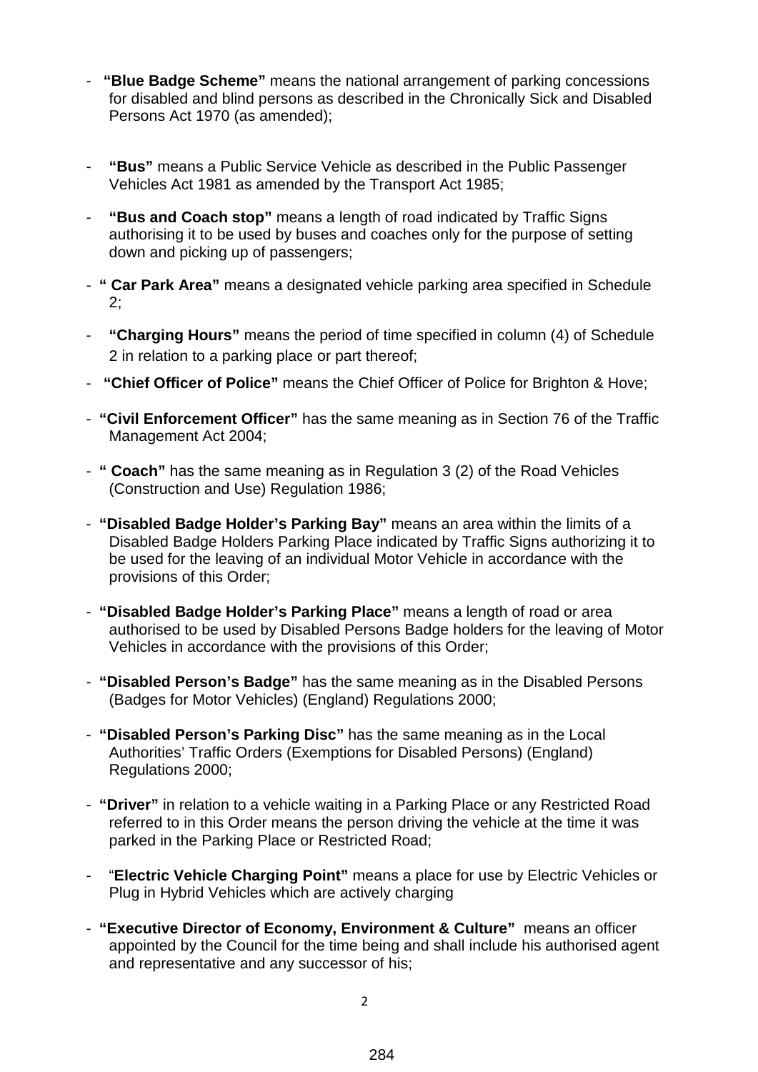- **"Blue Badge Scheme"** means the national arrangement of parking concessions for disabled and blind persons as described in the Chronically Sick and Disabled Persons Act 1970 (as amended);

- **"Bus"** means a Public Service Vehicle as described in the Public Passenger Vehicles Act 1981 as amended by the Transport Act 1985;

- **"Bus and Coach stop"** means a length of road indicated by Traffic Signs authorising it to be used by buses and coaches only for the purpose of setting down and picking up of passengers;

- **" Car Park Area"** means a designated vehicle parking area specified in Schedule 2;

- **"Charging Hours"** means the period of time specified in column (4) of Schedule 2 in relation to a parking place or part thereof;

- **"Chief Officer of Police"** means the Chief Officer of Police for Brighton & Hove;

- **"Civil Enforcement Officer"** has the same meaning as in Section 76 of the Traffic Management Act 2004;

- **" Coach"** has the same meaning as in Regulation 3 (2) of the Road Vehicles (Construction and Use) Regulation 1986;

- **"Disabled Badge Holder's Parking Bay"** means an area within the limits of a Disabled Badge Holders Parking Place indicated by Traffic Signs authorizing it to be used for the leaving of an individual Motor Vehicle in accordance with the provisions of this Order;

- **"Disabled Badge Holder's Parking Place"** means a length of road or area authorised to be used by Disabled Persons Badge holders for the leaving of Motor Vehicles in accordance with the provisions of this Order;

- **"Disabled Person's Badge"** has the same meaning as in the Disabled Persons (Badges for Motor Vehicles) (England) Regulations 2000;

- **"Disabled Person's Parking Disc"** has the same meaning as in the Local Authorities' Traffic Orders (Exemptions for Disabled Persons) (England) Regulations 2000;

- **"Driver"** in relation to a vehicle waiting in a Parking Place or any Restricted Road referred to in this Order means the person driving the vehicle at the time it was parked in the Parking Place or Restricted Road;

- "**Electric Vehicle Charging Point"** means a place for use by Electric Vehicles or Plug in Hybrid Vehicles which are actively charging

- **"Executive Director of Economy, Environment & Culture"** means an officer appointed by the Council for the time being and shall include his authorised agent and representative and any successor of his;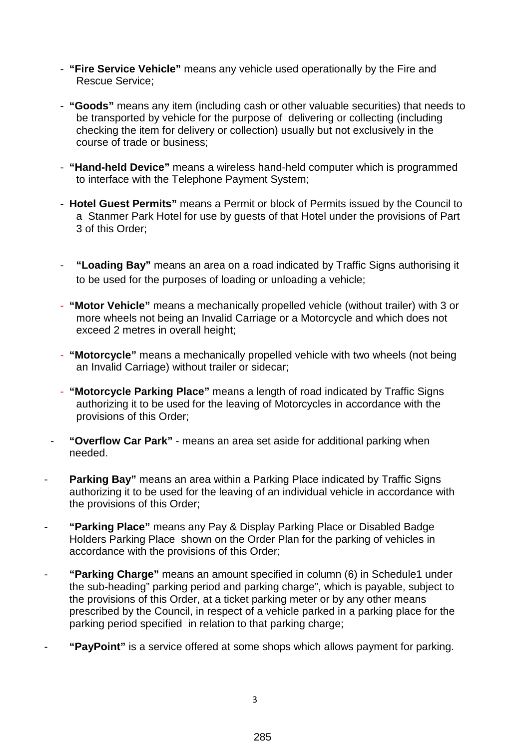- **"Fire Service Vehicle"** means any vehicle used operationally by the Fire and Rescue Service;

- **"Goods"** means any item (including cash or other valuable securities) that needs to be transported by vehicle for the purpose of delivering or collecting (including checking the item for delivery or collection) usually but not exclusively in the course of trade or business;

- **"Hand-held Device"** means a wireless hand-held computer which is programmed to interface with the Telephone Payment System;

- **Hotel Guest Permits"** means a Permit or block of Permits issued by the Council to a Stanmer Park Hotel for use by guests of that Hotel under the provisions of Part 3 of this Order;

- **"Loading Bay"** means an area on a road indicated by Traffic Signs authorising it to be used for the purposes of loading or unloading a vehicle;

- **"Motor Vehicle"** means a mechanically propelled vehicle (without trailer) with 3 or more wheels not being an Invalid Carriage or a Motorcycle and which does not exceed 2 metres in overall height;

- **"Motorcycle"** means a mechanically propelled vehicle with two wheels (not being an Invalid Carriage) without trailer or sidecar;

- **"Motorcycle Parking Place"** means a length of road indicated by Traffic Signs authorizing it to be used for the leaving of Motorcycles in accordance with the provisions of this Order;

- **"Overflow Car Park"** - means an area set aside for additional parking when needed.

- **Parking Bay"** means an area within a Parking Place indicated by Traffic Signs authorizing it to be used for the leaving of an individual vehicle in accordance with the provisions of this Order;

- **"Parking Place"** means any Pay & Display Parking Place or Disabled Badge Holders Parking Place shown on the Order Plan for the parking of vehicles in accordance with the provisions of this Order;

- **"Parking Charge"** means an amount specified in column (6) in Schedule1 under the sub-heading" parking period and parking charge", which is payable, subject to the provisions of this Order, at a ticket parking meter or by any other means prescribed by the Council, in respect of a vehicle parked in a parking place for the parking period specified in relation to that parking charge;

- **"PayPoint"** is a service offered at some shops which allows payment for parking.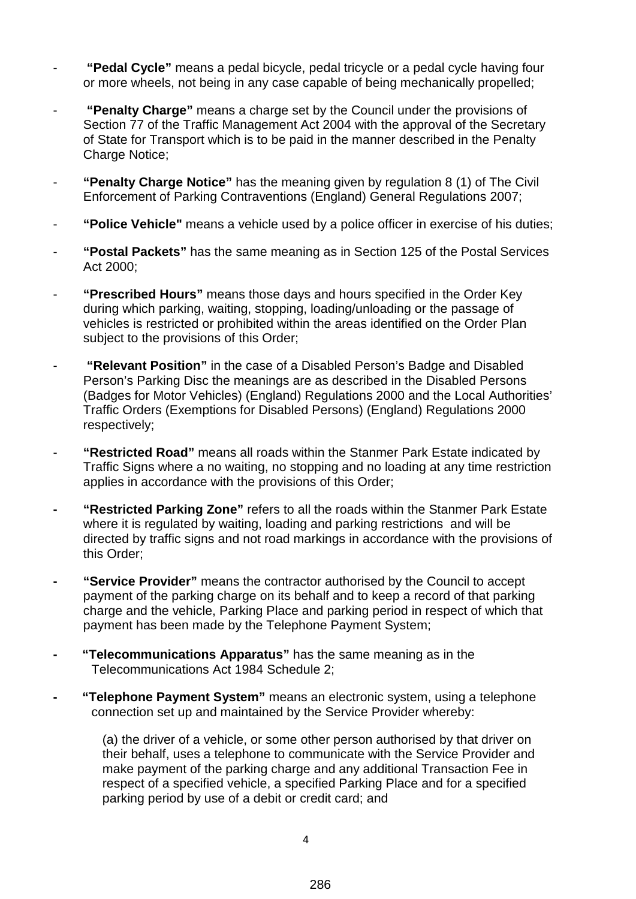- **"Pedal Cycle"** means a pedal bicycle, pedal tricycle or a pedal cycle having four or more wheels, not being in any case capable of being mechanically propelled;

- **"Penalty Charge"** means a charge set by the Council under the provisions of Section 77 of the Traffic Management Act 2004 with the approval of the Secretary of State for Transport which is to be paid in the manner described in the Penalty Charge Notice;

- **"Penalty Charge Notice"** has the meaning given by regulation 8 (1) of The Civil Enforcement of Parking Contraventions (England) General Regulations 2007;

- **"Police Vehicle"** means a vehicle used by a police officer in exercise of his duties;

- **"Postal Packets"** has the same meaning as in Section 125 of the Postal Services Act 2000;

- **"Prescribed Hours"** means those days and hours specified in the Order Key during which parking, waiting, stopping, loading/unloading or the passage of vehicles is restricted or prohibited within the areas identified on the Order Plan subject to the provisions of this Order;

- **"Relevant Position"** in the case of a Disabled Person's Badge and Disabled Person's Parking Disc the meanings are as described in the Disabled Persons (Badges for Motor Vehicles) (England) Regulations 2000 and the Local Authorities' Traffic Orders (Exemptions for Disabled Persons) (England) Regulations 2000 respectively;

- **"Restricted Road"** means all roads within the Stanmer Park Estate indicated by Traffic Signs where a no waiting, no stopping and no loading at any time restriction applies in accordance with the provisions of this Order;

- **"Restricted Parking Zone"** refers to all the roads within the Stanmer Park Estate where it is regulated by waiting, loading and parking restrictions and will be directed by traffic signs and not road markings in accordance with the provisions of this Order;

- **"Service Provider"** means the contractor authorised by the Council to accept payment of the parking charge on its behalf and to keep a record of that parking charge and the vehicle, Parking Place and parking period in respect of which that payment has been made by the Telephone Payment System;

- **"Telecommunications Apparatus"** has the same meaning as in the Telecommunications Act 1984 Schedule 2;

- **"Telephone Payment System"** means an electronic system, using a telephone connection set up and maintained by the Service Provider whereby:

  (a) the driver of a vehicle, or some other person authorised by that driver on their behalf, uses a telephone to communicate with the Service Provider and make payment of the parking charge and any additional Transaction Fee in respect of a specified vehicle, a specified Parking Place and for a specified parking period by use of a debit or credit card; and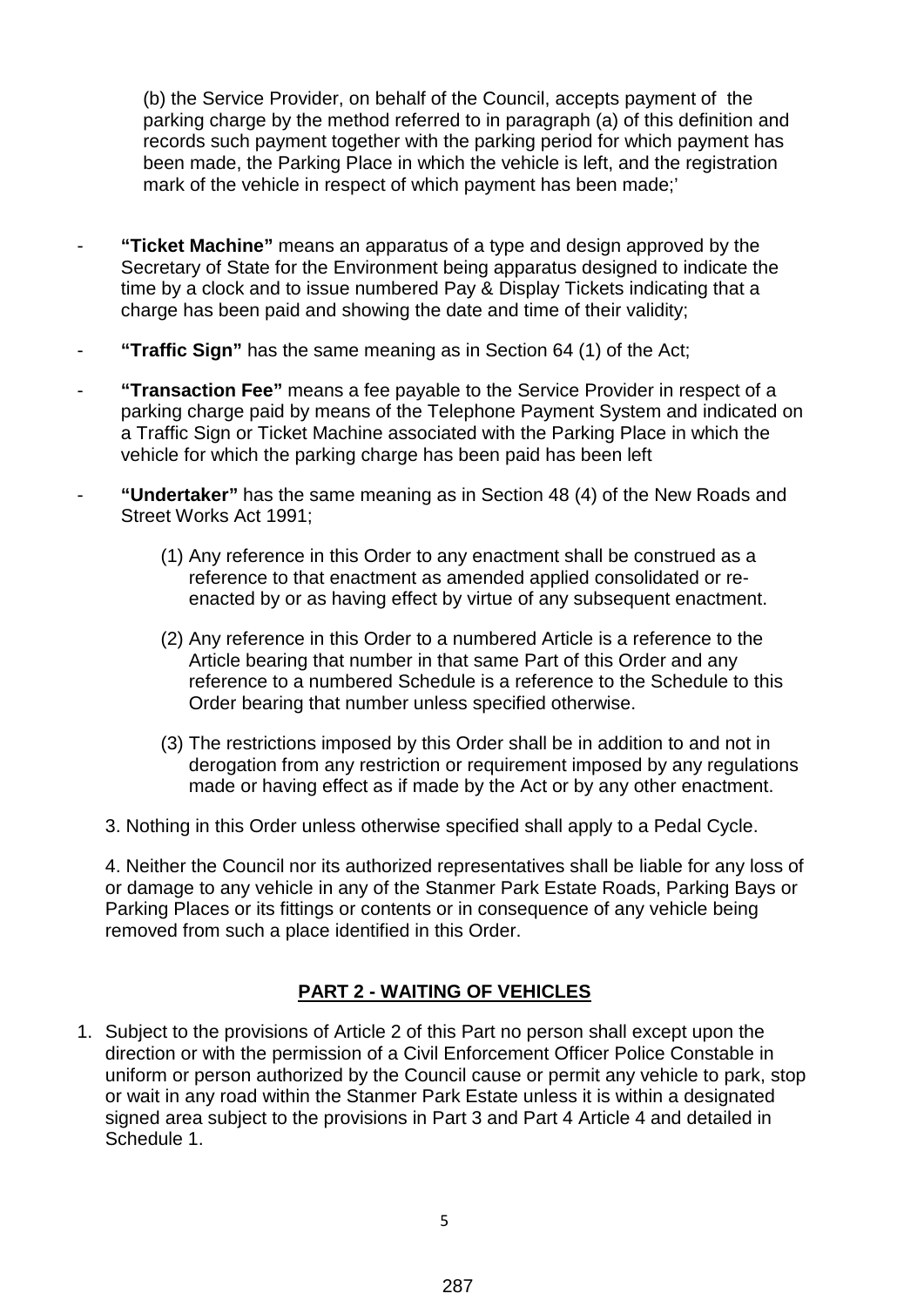(b) the Service Provider, on behalf of the Council, accepts payment of the parking charge by the method referred to in paragraph (a) of this definition and records such payment together with the parking period for which payment has been made, the Parking Place in which the vehicle is left, and the registration mark of the vehicle in respect of which payment has been made;'

- **"Ticket Machine"** means an apparatus of a type and design approved by the Secretary of State for the Environment being apparatus designed to indicate the time by a clock and to issue numbered Pay & Display Tickets indicating that a charge has been paid and showing the date and time of their validity;
- **"Traffic Sign"** has the same meaning as in Section 64 (1) of the Act;
- **"Transaction Fee"** means a fee payable to the Service Provider in respect of a parking charge paid by means of the Telephone Payment System and indicated on a Traffic Sign or Ticket Machine associated with the Parking Place in which the vehicle for which the parking charge has been paid has been left
- **"Undertaker"** has the same meaning as in Section 48 (4) of the New Roads and Street Works Act 1991;

(1) Any reference in this Order to any enactment shall be construed as a reference to that enactment as amended applied consolidated or re-enacted by or as having effect by virtue of any subsequent enactment.

(2) Any reference in this Order to a numbered Article is a reference to the Article bearing that number in that same Part of this Order and any reference to a numbered Schedule is a reference to the Schedule to this Order bearing that number unless specified otherwise.

(3) The restrictions imposed by this Order shall be in addition to and not in derogation from any restriction or requirement imposed by any regulations made or having effect as if made by the Act or by any other enactment.

3. Nothing in this Order unless otherwise specified shall apply to a Pedal Cycle.

4. Neither the Council nor its authorized representatives shall be liable for any loss of or damage to any vehicle in any of the Stanmer Park Estate Roads, Parking Bays or Parking Places or its fittings or contents or in consequence of any vehicle being removed from such a place identified in this Order.

## PART 2 - WAITING OF VEHICLES

1. Subject to the provisions of Article 2 of this Part no person shall except upon the direction or with the permission of a Civil Enforcement Officer Police Constable in uniform or person authorized by the Council cause or permit any vehicle to park, stop or wait in any road within the Stanmer Park Estate unless it is within a designated signed area subject to the provisions in Part 3 and Part 4 Article 4 and detailed in Schedule 1.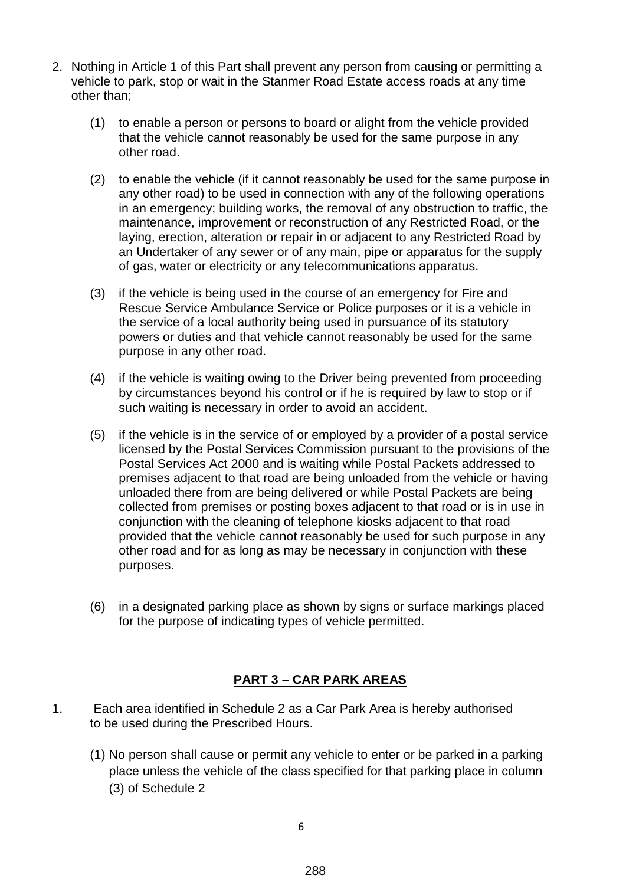2. Nothing in Article 1 of this Part shall prevent any person from causing or permitting a vehicle to park, stop or wait in the Stanmer Road Estate access roads at any time other than;

   (1) to enable a person or persons to board or alight from the vehicle provided that the vehicle cannot reasonably be used for the same purpose in any other road.

   (2) to enable the vehicle (if it cannot reasonably be used for the same purpose in any other road) to be used in connection with any of the following operations in an emergency; building works, the removal of any obstruction to traffic, the maintenance, improvement or reconstruction of any Restricted Road, or the laying, erection, alteration or repair in or adjacent to any Restricted Road by an Undertaker of any sewer or of any main, pipe or apparatus for the supply of gas, water or electricity or any telecommunications apparatus.

   (3) if the vehicle is being used in the course of an emergency for Fire and Rescue Service Ambulance Service or Police purposes or it is a vehicle in the service of a local authority being used in pursuance of its statutory powers or duties and that vehicle cannot reasonably be used for the same purpose in any other road.

   (4) if the vehicle is waiting owing to the Driver being prevented from proceeding by circumstances beyond his control or if he is required by law to stop or if such waiting is necessary in order to avoid an accident.

   (5) if the vehicle is in the service of or employed by a provider of a postal service licensed by the Postal Services Commission pursuant to the provisions of the Postal Services Act 2000 and is waiting while Postal Packets addressed to premises adjacent to that road are being unloaded from the vehicle or having unloaded there from are being delivered or while Postal Packets are being collected from premises or posting boxes adjacent to that road or is in use in conjunction with the cleaning of telephone kiosks adjacent to that road provided that the vehicle cannot reasonably be used for such purpose in any other road and for as long as may be necessary in conjunction with these purposes.

   (6) in a designated parking place as shown by signs or surface markings placed for the purpose of indicating types of vehicle permitted.

## PART 3 – CAR PARK AREAS

1. Each area identified in Schedule 2 as a Car Park Area is hereby authorised to be used during the Prescribed Hours.

   (1) No person shall cause or permit any vehicle to enter or be parked in a parking place unless the vehicle of the class specified for that parking place in column (3) of Schedule 2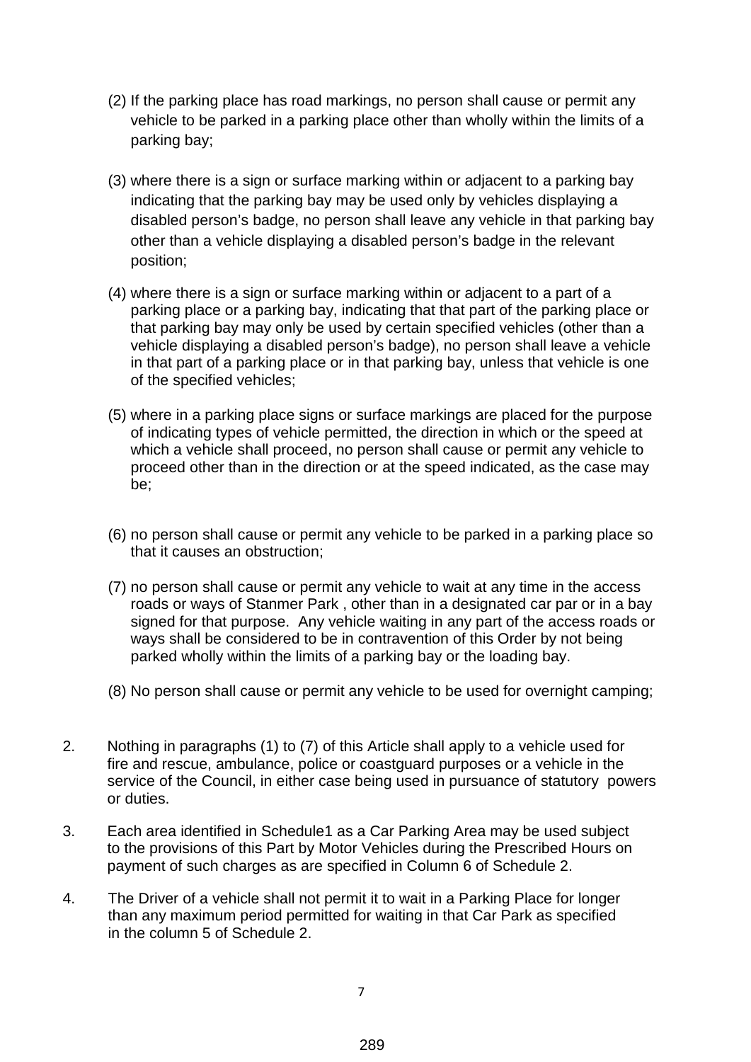(2) If the parking place has road markings, no person shall cause or permit any vehicle to be parked in a parking place other than wholly within the limits of a parking bay;

(3) where there is a sign or surface marking within or adjacent to a parking bay indicating that the parking bay may be used only by vehicles displaying a disabled person's badge, no person shall leave any vehicle in that parking bay other than a vehicle displaying a disabled person's badge in the relevant position;

(4) where there is a sign or surface marking within or adjacent to a part of a parking place or a parking bay, indicating that that part of the parking place or that parking bay may only be used by certain specified vehicles (other than a vehicle displaying a disabled person's badge), no person shall leave a vehicle in that part of a parking place or in that parking bay, unless that vehicle is one of the specified vehicles;

(5) where in a parking place signs or surface markings are placed for the purpose of indicating types of vehicle permitted, the direction in which or the speed at which a vehicle shall proceed, no person shall cause or permit any vehicle to proceed other than in the direction or at the speed indicated, as the case may be;

(6) no person shall cause or permit any vehicle to be parked in a parking place so that it causes an obstruction;

(7) no person shall cause or permit any vehicle to wait at any time in the access roads or ways of Stanmer Park , other than in a designated car par or in a bay signed for that purpose. Any vehicle waiting in any part of the access roads or ways shall be considered to be in contravention of this Order by not being parked wholly within the limits of a parking bay or the loading bay.

(8) No person shall cause or permit any vehicle to be used for overnight camping;

2. Nothing in paragraphs (1) to (7) of this Article shall apply to a vehicle used for fire and rescue, ambulance, police or coastguard purposes or a vehicle in the service of the Council, in either case being used in pursuance of statutory powers or duties.

3. Each area identified in Schedule1 as a Car Parking Area may be used subject to the provisions of this Part by Motor Vehicles during the Prescribed Hours on payment of such charges as are specified in Column 6 of Schedule 2.

4. The Driver of a vehicle shall not permit it to wait in a Parking Place for longer than any maximum period permitted for waiting in that Car Park as specified in the column 5 of Schedule 2.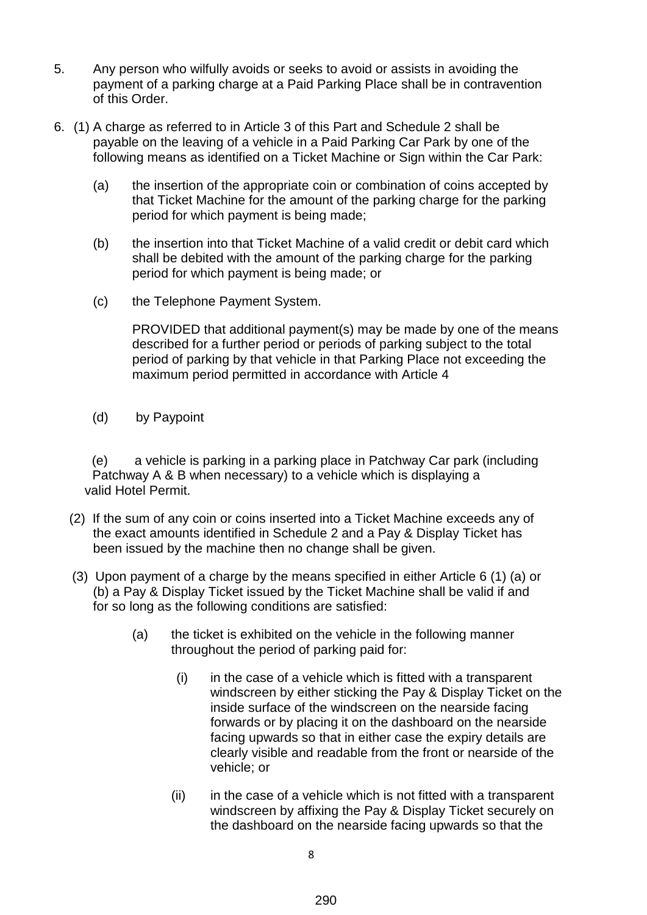5. Any person who wilfully avoids or seeks to avoid or assists in avoiding the payment of a parking charge at a Paid Parking Place shall be in contravention of this Order.

6. (1) A charge as referred to in Article 3 of this Part and Schedule 2 shall be payable on the leaving of a vehicle in a Paid Parking Car Park by one of the following means as identified on a Ticket Machine or Sign within the Car Park:

   (a) the insertion of the appropriate coin or combination of coins accepted by that Ticket Machine for the amount of the parking charge for the parking period for which payment is being made;

   (b) the insertion into that Ticket Machine of a valid credit or debit card which shall be debited with the amount of the parking charge for the parking period for which payment is being made; or

   (c) the Telephone Payment System.

   PROVIDED that additional payment(s) may be made by one of the means described for a further period or periods of parking subject to the total period of parking by that vehicle in that Parking Place not exceeding the maximum period permitted in accordance with Article 4

   (d) by Paypoint

   (e) a vehicle is parking in a parking place in Patchway Car park (including Patchway A & B when necessary) to a vehicle which is displaying a valid Hotel Permit.

   (2) If the sum of any coin or coins inserted into a Ticket Machine exceeds any of the exact amounts identified in Schedule 2 and a Pay & Display Ticket has been issued by the machine then no change shall be given.

   (3) Upon payment of a charge by the means specified in either Article 6 (1) (a) or (b) a Pay & Display Ticket issued by the Ticket Machine shall be valid if and for so long as the following conditions are satisfied:

   (a) the ticket is exhibited on the vehicle in the following manner throughout the period of parking paid for:

   (i) in the case of a vehicle which is fitted with a transparent windscreen by either sticking the Pay & Display Ticket on the inside surface of the windscreen on the nearside facing forwards or by placing it on the dashboard on the nearside facing upwards so that in either case the expiry details are clearly visible and readable from the front or nearside of the vehicle; or

   (ii) in the case of a vehicle which is not fitted with a transparent windscreen by affixing the Pay & Display Ticket securely on the dashboard on the nearside facing upwards so that the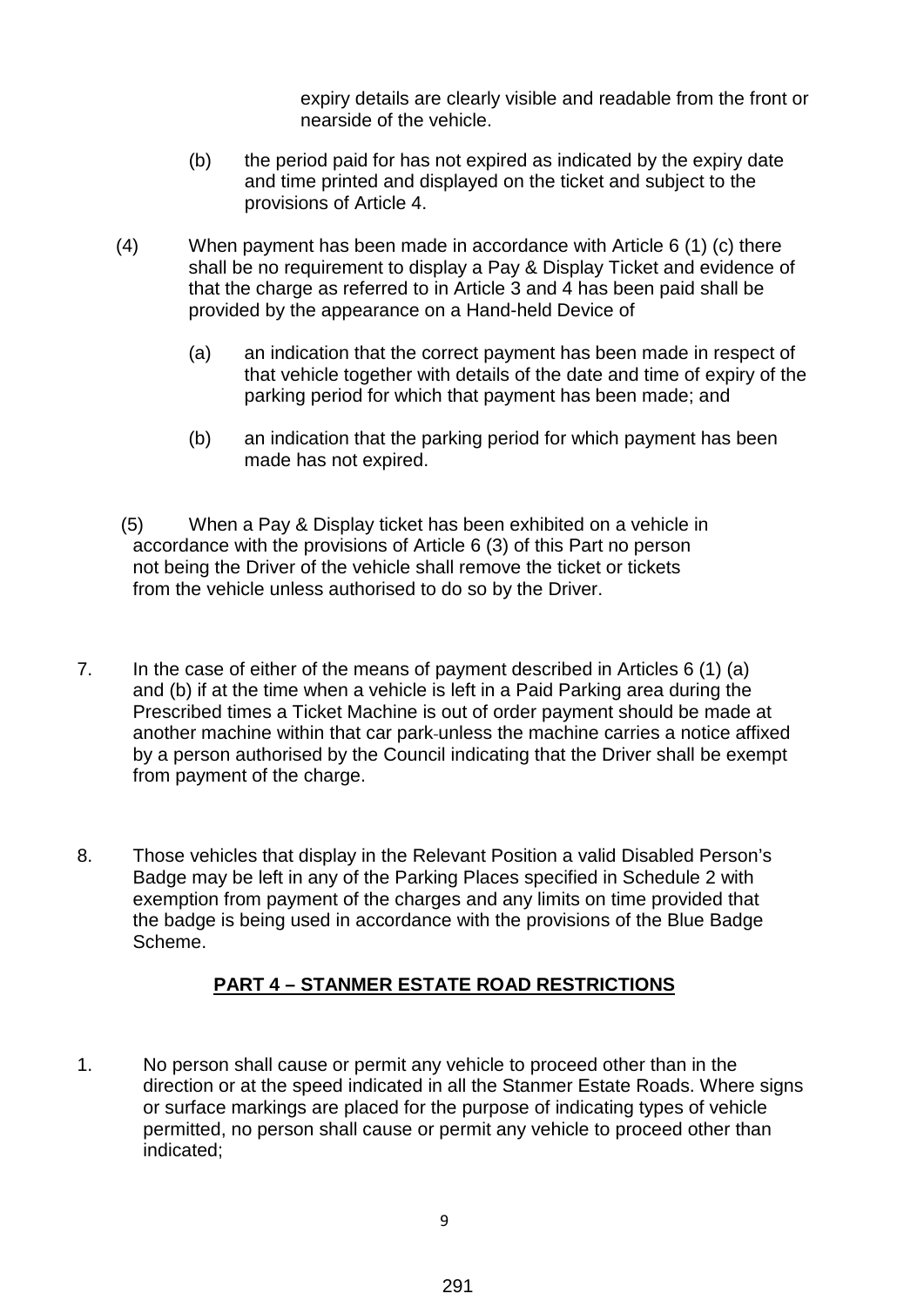expiry details are clearly visible and readable from the front or nearside of the vehicle.

(b) the period paid for has not expired as indicated by the expiry date and time printed and displayed on the ticket and subject to the provisions of Article 4.

(4) When payment has been made in accordance with Article 6 (1) (c) there shall be no requirement to display a Pay & Display Ticket and evidence of that the charge as referred to in Article 3 and 4 has been paid shall be provided by the appearance on a Hand-held Device of

(a) an indication that the correct payment has been made in respect of that vehicle together with details of the date and time of expiry of the parking period for which that payment has been made; and

(b) an indication that the parking period for which payment has been made has not expired.

(5) When a Pay & Display ticket has been exhibited on a vehicle in accordance with the provisions of Article 6 (3) of this Part no person not being the Driver of the vehicle shall remove the ticket or tickets from the vehicle unless authorised to do so by the Driver.

7. In the case of either of the means of payment described in Articles 6 (1) (a) and (b) if at the time when a vehicle is left in a Paid Parking area during the Prescribed times a Ticket Machine is out of order payment should be made at another machine within that car park unless the machine carries a notice affixed by a person authorised by the Council indicating that the Driver shall be exempt from payment of the charge.

8. Those vehicles that display in the Relevant Position a valid Disabled Person's Badge may be left in any of the Parking Places specified in Schedule 2 with exemption from payment of the charges and any limits on time provided that the badge is being used in accordance with the provisions of the Blue Badge Scheme.

## PART 4 – STANMER ESTATE ROAD RESTRICTIONS

1. No person shall cause or permit any vehicle to proceed other than in the direction or at the speed indicated in all the Stanmer Estate Roads. Where signs or surface markings are placed for the purpose of indicating types of vehicle permitted, no person shall cause or permit any vehicle to proceed other than indicated;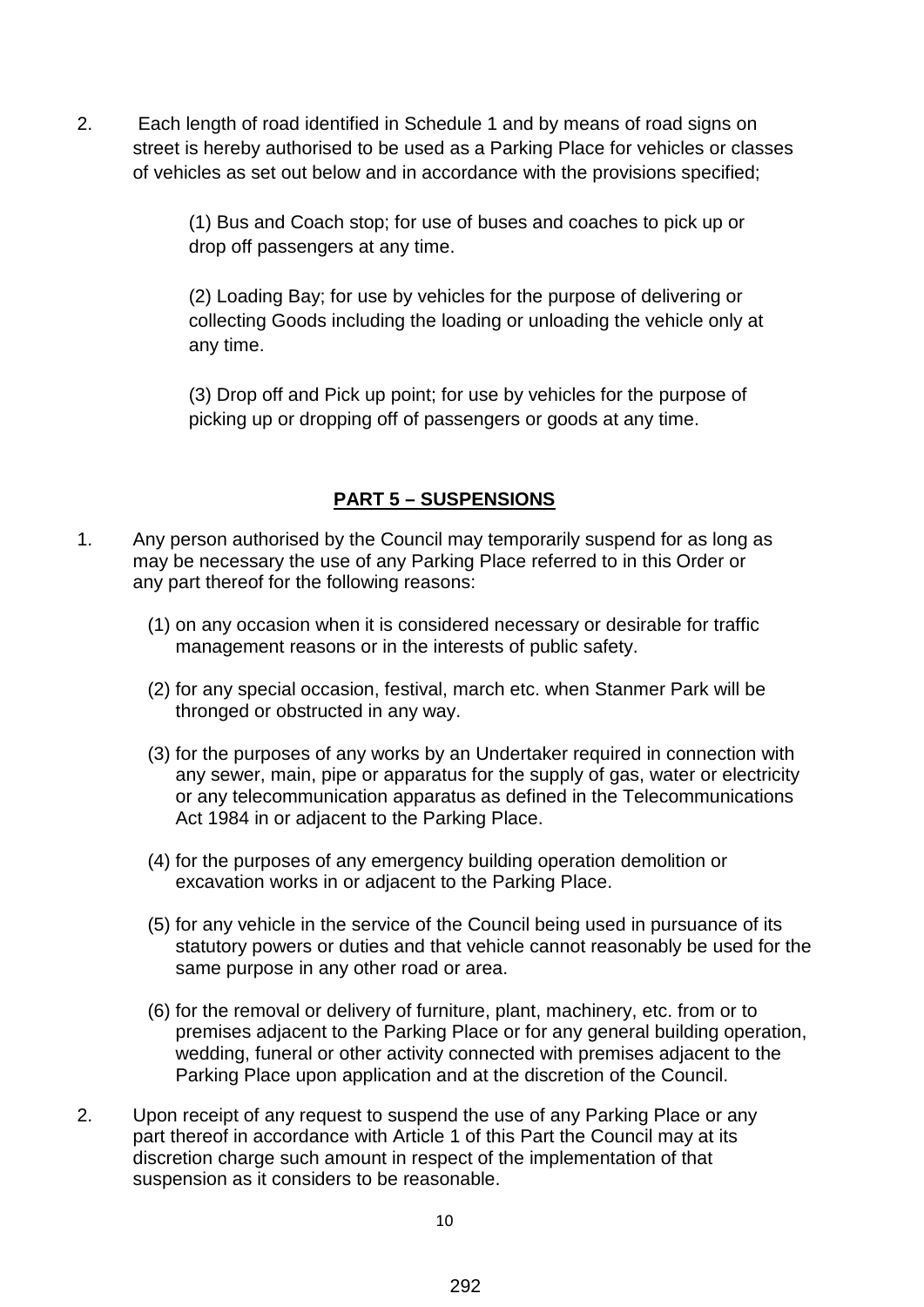2. Each length of road identified in Schedule 1 and by means of road signs on street is hereby authorised to be used as a Parking Place for vehicles or classes of vehicles as set out below and in accordance with the provisions specified;

   (1) Bus and Coach stop; for use of buses and coaches to pick up or drop off passengers at any time.

   (2) Loading Bay; for use by vehicles for the purpose of delivering or collecting Goods including the loading or unloading the vehicle only at any time.

   (3) Drop off and Pick up point; for use by vehicles for the purpose of picking up or dropping off of passengers or goods at any time.

## PART 5 – SUSPENSIONS

1. Any person authorised by the Council may temporarily suspend for as long as may be necessary the use of any Parking Place referred to in this Order or any part thereof for the following reasons:

   (1) on any occasion when it is considered necessary or desirable for traffic management reasons or in the interests of public safety.

   (2) for any special occasion, festival, march etc. when Stanmer Park will be thronged or obstructed in any way.

   (3) for the purposes of any works by an Undertaker required in connection with any sewer, main, pipe or apparatus for the supply of gas, water or electricity or any telecommunication apparatus as defined in the Telecommunications Act 1984 in or adjacent to the Parking Place.

   (4) for the purposes of any emergency building operation demolition or excavation works in or adjacent to the Parking Place.

   (5) for any vehicle in the service of the Council being used in pursuance of its statutory powers or duties and that vehicle cannot reasonably be used for the same purpose in any other road or area.

   (6) for the removal or delivery of furniture, plant, machinery, etc. from or to premises adjacent to the Parking Place or for any general building operation, wedding, funeral or other activity connected with premises adjacent to the Parking Place upon application and at the discretion of the Council.

2. Upon receipt of any request to suspend the use of any Parking Place or any part thereof in accordance with Article 1 of this Part the Council may at its discretion charge such amount in respect of the implementation of that suspension as it considers to be reasonable.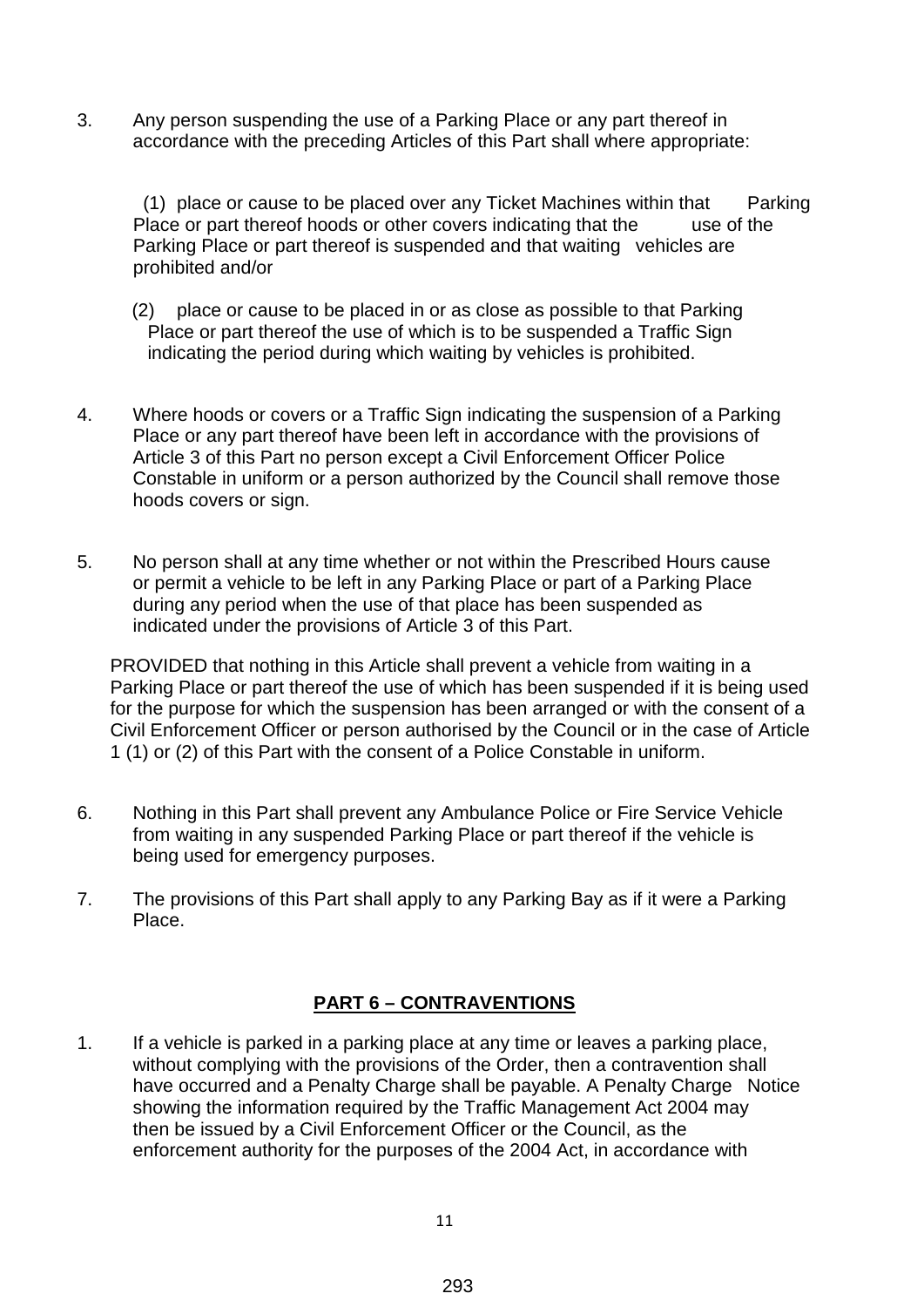3. Any person suspending the use of a Parking Place or any part thereof in accordance with the preceding Articles of this Part shall where appropriate:

   (1) place or cause to be placed over any Ticket Machines within that Parking Place or part thereof hoods or other covers indicating that the use of the Parking Place or part thereof is suspended and that waiting vehicles are prohibited and/or

   (2) place or cause to be placed in or as close as possible to that Parking Place or part thereof the use of which is to be suspended a Traffic Sign indicating the period during which waiting by vehicles is prohibited.

4. Where hoods or covers or a Traffic Sign indicating the suspension of a Parking Place or any part thereof have been left in accordance with the provisions of Article 3 of this Part no person except a Civil Enforcement Officer Police Constable in uniform or a person authorized by the Council shall remove those hoods covers or sign.

5. No person shall at any time whether or not within the Prescribed Hours cause or permit a vehicle to be left in any Parking Place or part of a Parking Place during any period when the use of that place has been suspended as indicated under the provisions of Article 3 of this Part.

   PROVIDED that nothing in this Article shall prevent a vehicle from waiting in a Parking Place or part thereof the use of which has been suspended if it is being used for the purpose for which the suspension has been arranged or with the consent of a Civil Enforcement Officer or person authorised by the Council or in the case of Article 1 (1) or (2) of this Part with the consent of a Police Constable in uniform.

6. Nothing in this Part shall prevent any Ambulance Police or Fire Service Vehicle from waiting in any suspended Parking Place or part thereof if the vehicle is being used for emergency purposes.

7. The provisions of this Part shall apply to any Parking Bay as if it were a Parking Place.

## PART 6 – CONTRAVENTIONS

1. If a vehicle is parked in a parking place at any time or leaves a parking place, without complying with the provisions of the Order, then a contravention shall have occurred and a Penalty Charge shall be payable. A Penalty Charge Notice showing the information required by the Traffic Management Act 2004 may then be issued by a Civil Enforcement Officer or the Council, as the enforcement authority for the purposes of the 2004 Act, in accordance with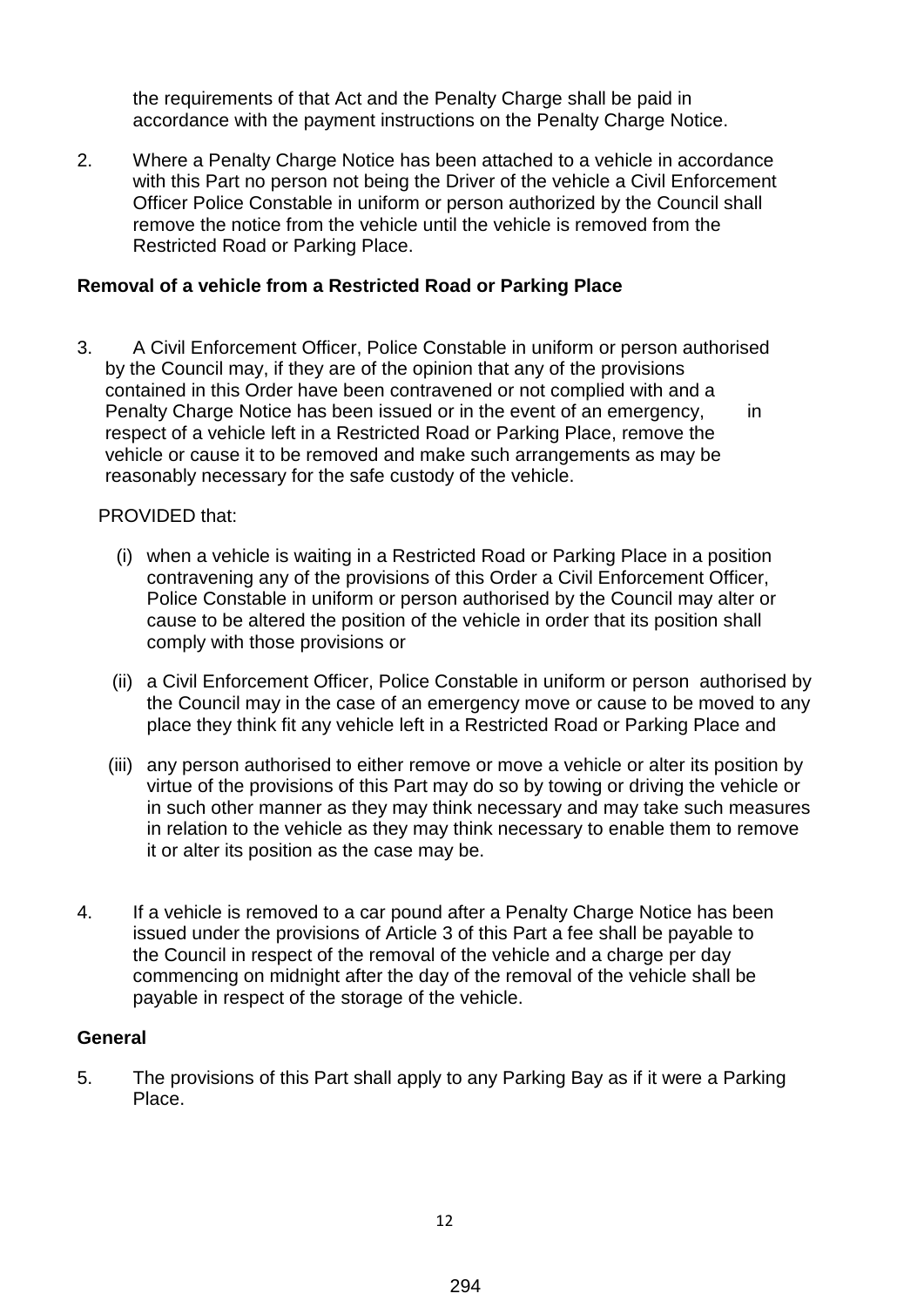the requirements of that Act and the Penalty Charge shall be paid in accordance with the payment instructions on the Penalty Charge Notice.

2. Where a Penalty Charge Notice has been attached to a vehicle in accordance with this Part no person not being the Driver of the vehicle a Civil Enforcement Officer Police Constable in uniform or person authorized by the Council shall remove the notice from the vehicle until the vehicle is removed from the Restricted Road or Parking Place.

**Removal of a vehicle from a Restricted Road or Parking Place**

3. A Civil Enforcement Officer, Police Constable in uniform or person authorised by the Council may, if they are of the opinion that any of the provisions contained in this Order have been contravened or not complied with and a Penalty Charge Notice has been issued or in the event of an emergency, in respect of a vehicle left in a Restricted Road or Parking Place, remove the vehicle or cause it to be removed and make such arrangements as may be reasonably necessary for the safe custody of the vehicle.

   PROVIDED that:

   (i) when a vehicle is waiting in a Restricted Road or Parking Place in a position contravening any of the provisions of this Order a Civil Enforcement Officer, Police Constable in uniform or person authorised by the Council may alter or cause to be altered the position of the vehicle in order that its position shall comply with those provisions or

   (ii) a Civil Enforcement Officer, Police Constable in uniform or person authorised by the Council may in the case of an emergency move or cause to be moved to any place they think fit any vehicle left in a Restricted Road or Parking Place and

   (iii) any person authorised to either remove or move a vehicle or alter its position by virtue of the provisions of this Part may do so by towing or driving the vehicle or in such other manner as they may think necessary and may take such measures in relation to the vehicle as they may think necessary to enable them to remove it or alter its position as the case may be.

4. If a vehicle is removed to a car pound after a Penalty Charge Notice has been issued under the provisions of Article 3 of this Part a fee shall be payable to the Council in respect of the removal of the vehicle and a charge per day commencing on midnight after the day of the removal of the vehicle shall be payable in respect of the storage of the vehicle.

**General**

5. The provisions of this Part shall apply to any Parking Bay as if it were a Parking Place.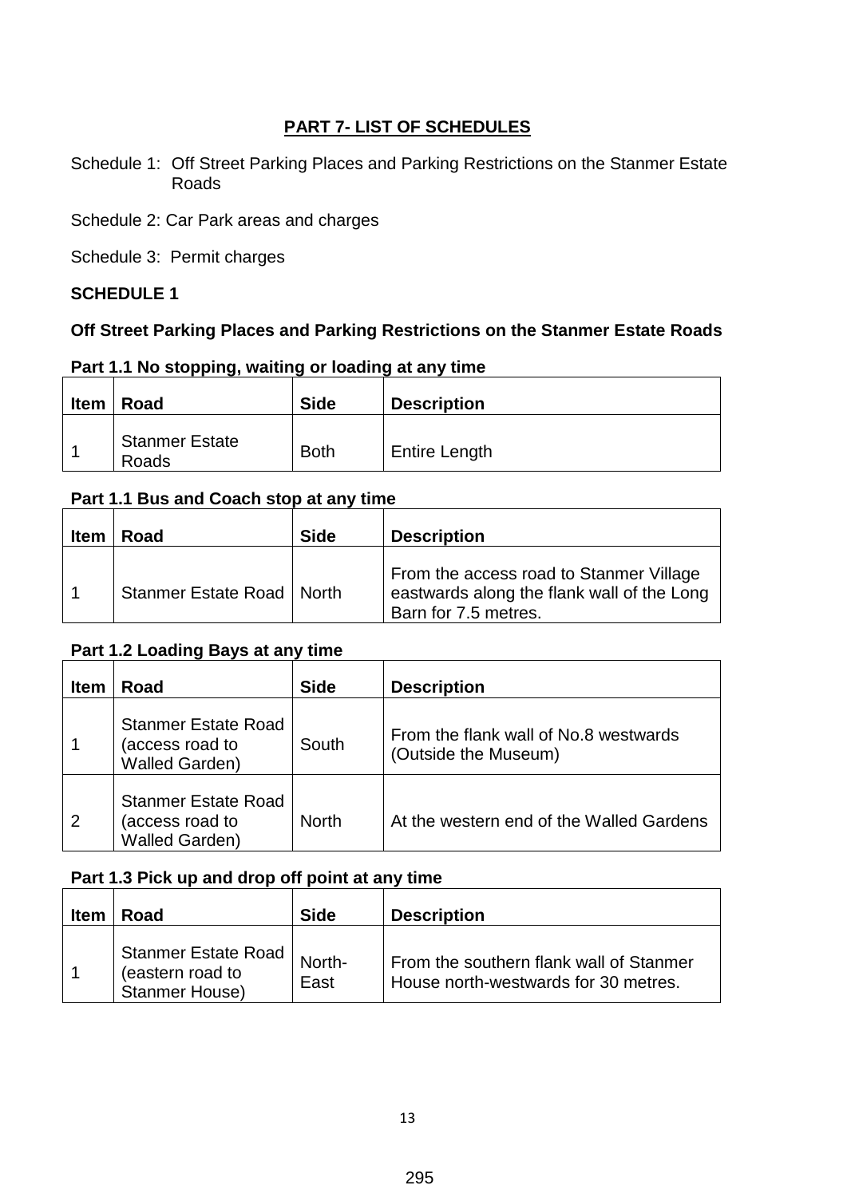## PART 7- LIST OF SCHEDULES

Schedule 1: Off Street Parking Places and Parking Restrictions on the Stanmer Estate Roads

Schedule 2: Car Park areas and charges

Schedule 3: Permit charges

### SCHEDULE 1

**Off Street Parking Places and Parking Restrictions on the Stanmer Estate Roads**

**Part 1.1 No stopping, waiting or loading at any time**

| Item | Road | Side | Description |
|---|---|---|---|
| 1 | Stanmer Estate Roads | Both | Entire Length |

**Part 1.1 Bus and Coach stop at any time**

| Item | Road | Side | Description |
|---|---|---|---|
| 1 | Stanmer Estate Road | North | From the access road to Stanmer Village eastwards along the flank wall of the Long Barn for 7.5 metres. |

**Part 1.2 Loading Bays at any time**

| Item | Road | Side | Description |
|---|---|---|---|
| 1 | Stanmer Estate Road (access road to Walled Garden) | South | From the flank wall of No.8 westwards (Outside the Museum) |
| 2 | Stanmer Estate Road (access road to Walled Garden) | North | At the western end of the Walled Gardens |

**Part 1.3 Pick up and drop off point at any time**

| Item | Road | Side | Description |
|---|---|---|---|
| 1 | Stanmer Estate Road (eastern road to Stanmer House) | North-East | From the southern flank wall of Stanmer House north-westwards for 30 metres. |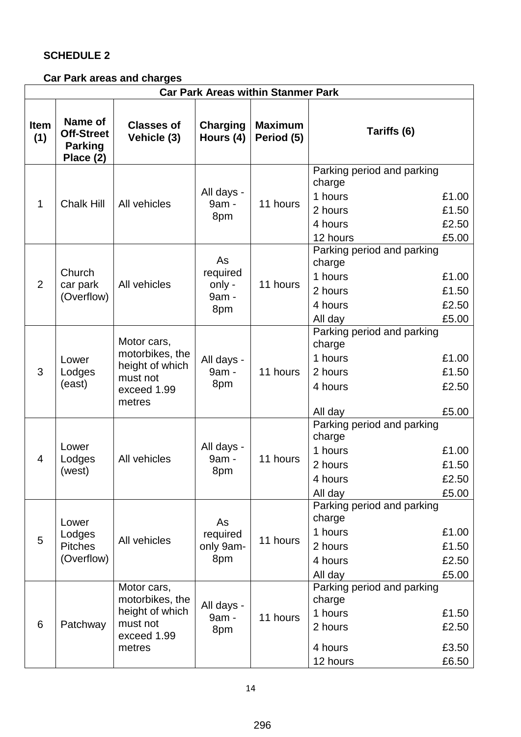**SCHEDULE 2**

**Car Park areas and charges**

| Car Park Areas within Stanmer Park | | | | | | |
|---|---|---|---|---|---|---|
| **Item (1)** | **Name of Off-Street Parking Place (2)** | **Classes of Vehicle (3)** | **Charging Hours (4)** | **Maximum Period (5)** | **Tariffs (6)** | |
| 1 | Chalk Hill | All vehicles | All days - 9am - 8pm | 11 hours | Parking period and parking charge | |
| | | | | | 1 hours | £1.00 |
| | | | | | 2 hours | £1.50 |
| | | | | | 4 hours | £2.50 |
| | | | | | 12 hours | £5.00 |
| 2 | Church car park (Overflow) | All vehicles | As required only - 9am - 8pm | 11 hours | Parking period and parking charge | |
| | | | | | 1 hours | £1.00 |
| | | | | | 2 hours | £1.50 |
| | | | | | 4 hours | £2.50 |
| | | | | | All day | £5.00 |
| 3 | Lower Lodges (east) | Motor cars, motorbikes, the height of which must not exceed 1.99 metres | All days - 9am - 8pm | 11 hours | Parking period and parking charge | |
| | | | | | 1 hours | £1.00 |
| | | | | | 2 hours | £1.50 |
| | | | | | 4 hours | £2.50 |
| | | | | | All day | £5.00 |
| 4 | Lower Lodges (west) | All vehicles | All days - 9am - 8pm | 11 hours | Parking period and parking charge | |
| | | | | | 1 hours | £1.00 |
| | | | | | 2 hours | £1.50 |
| | | | | | 4 hours | £2.50 |
| | | | | | All day | £5.00 |
| 5 | Lower Lodges Pitches (Overflow) | All vehicles | As required only 9am-8pm | 11 hours | Parking period and parking charge | |
| | | | | | 1 hours | £1.00 |
| | | | | | 2 hours | £1.50 |
| | | | | | 4 hours | £2.50 |
| | | | | | All day | £5.00 |
| 6 | Patchway | Motor cars, motorbikes, the height of which must not exceed 1.99 metres | All days - 9am - 8pm | 11 hours | Parking period and parking charge | |
| | | | | | 1 hours | £1.50 |
| | | | | | 2 hours | £2.50 |
| | | | | | 4 hours | £3.50 |
| | | | | | 12 hours | £6.50 |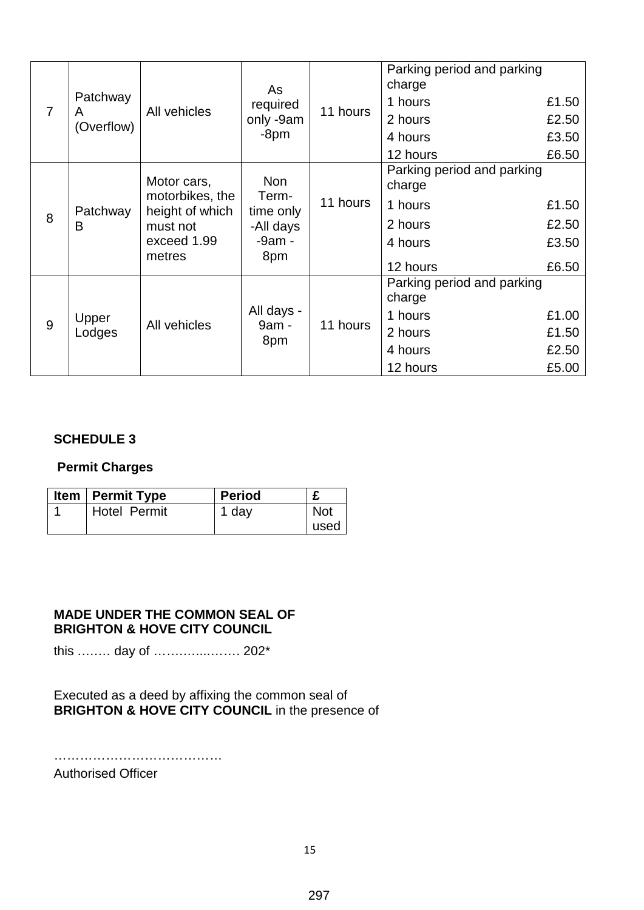| | | | | | | |
|---|---|---|---|---|---|---|
| 7 | Patchway A (Overflow) | All vehicles | As required only -9am -8pm | 11 hours | Parking period and parking charge | |
| | | | | | 1 hours | £1.50 |
| | | | | | 2 hours | £2.50 |
| | | | | | 4 hours | £3.50 |
| | | | | | 12 hours | £6.50 |
| 8 | Patchway B | Motor cars, motorbikes, the height of which must not exceed 1.99 metres | Non Term-time only -All days -9am - 8pm | 11 hours | Parking period and parking charge | |
| | | | | | 1 hours | £1.50 |
| | | | | | 2 hours | £2.50 |
| | | | | | 4 hours | £3.50 |
| | | | | | 12 hours | £6.50 |
| 9 | Upper Lodges | All vehicles | All days - 9am - 8pm | 11 hours | Parking period and parking charge | |
| | | | | | 1 hours | £1.00 |
| | | | | | 2 hours | £1.50 |
| | | | | | 4 hours | £2.50 |
| | | | | | 12 hours | £5.00 |

**SCHEDULE 3**

**Permit Charges**

| Item | Permit Type | Period | £ |
|---|---|---|---|
| 1 | Hotel Permit | 1 day | Not used |

**MADE UNDER THE COMMON SEAL OF BRIGHTON & HOVE CITY COUNCIL**

this …….. day of ……….…….. 202*

Executed as a deed by affixing the common seal of **BRIGHTON & HOVE CITY COUNCIL** in the presence of

…………………………………

Authorised Officer